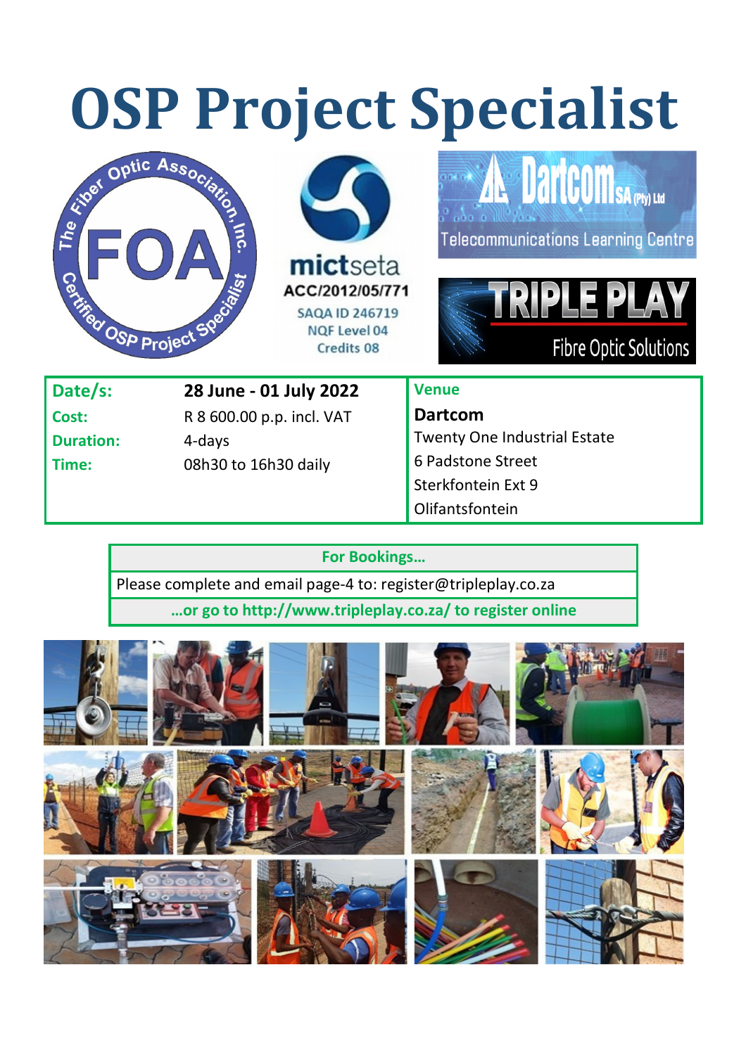# OSP Project Specialist

The Fiber Optic Association, Inc. Certified OSP Project Specialist

FOA

mictseta
ACC/2012/05/771
SAQA ID 246719
NQF Level 04
Credits 08

Dartcom SA (Pty) Ltd
Telecommunications Learning Centre

TRIPLE PLAY
Fibre Optic Solutions

| | | Venue |
|---|---|---|
| **Date/s:** | **28 June - 01 July 2022** | **Dartcom** |
| **Cost:** | R 8 600.00 p.p. incl. VAT | Twenty One Industrial Estate |
| **Duration:** | 4-days | 6 Padstone Street |
| **Time:** | 08h30 to 16h30 daily | Sterkfontein Ext 9 |
| | | Olifantsfontein |

| For Bookings… |
|---|
| Please complete and email page-4 to: register@tripleplay.co.za |
| …or go to http://www.tripleplay.co.za/ to register online |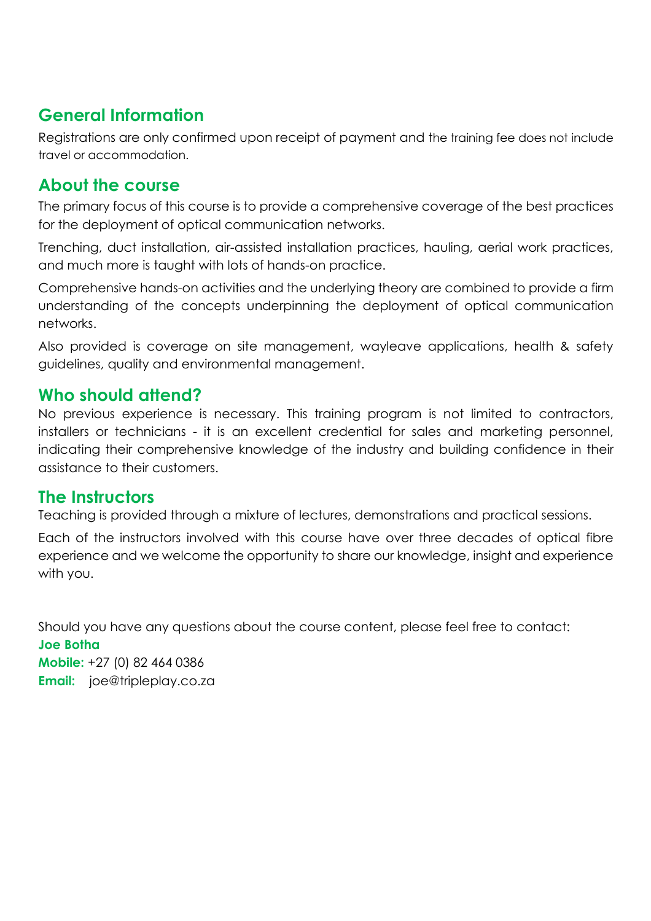## General Information

Registrations are only confirmed upon receipt of payment and the training fee does not include travel or accommodation.

## About the course

The primary focus of this course is to provide a comprehensive coverage of the best practices for the deployment of optical communication networks.

Trenching, duct installation, air-assisted installation practices, hauling, aerial work practices, and much more is taught with lots of hands-on practice.

Comprehensive hands-on activities and the underlying theory are combined to provide a firm understanding of the concepts underpinning the deployment of optical communication networks.

Also provided is coverage on site management, wayleave applications, health & safety guidelines, quality and environmental management.

## Who should attend?

No previous experience is necessary. This training program is not limited to contractors, installers or technicians - it is an excellent credential for sales and marketing personnel, indicating their comprehensive knowledge of the industry and building confidence in their assistance to their customers.

## The Instructors

Teaching is provided through a mixture of lectures, demonstrations and practical sessions.

Each of the instructors involved with this course have over three decades of optical fibre experience and we welcome the opportunity to share our knowledge, insight and experience with you.

Should you have any questions about the course content, please feel free to contact:

**Joe Botha**
**Mobile:** +27 (0) 82 464 0386
**Email:** joe@tripleplay.co.za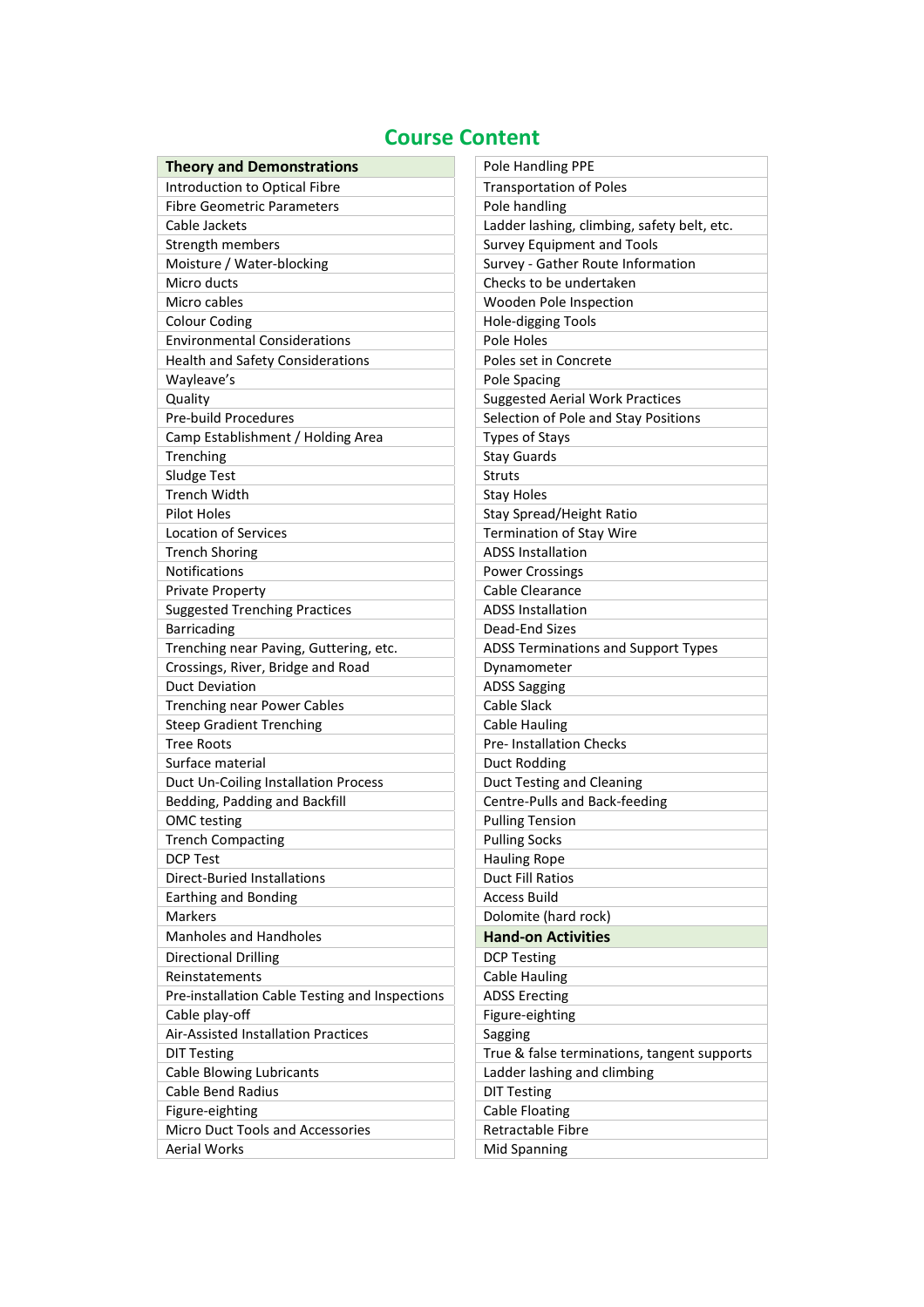# Course Content

| Theory and Demonstrations |
|---|
| Introduction to Optical Fibre |
| Fibre Geometric Parameters |
| Cable Jackets |
| Strength members |
| Moisture / Water-blocking |
| Micro ducts |
| Micro cables |
| Colour Coding |
| Environmental Considerations |
| Health and Safety Considerations |
| Wayleave's |
| Quality |
| Pre-build Procedures |
| Camp Establishment / Holding Area |
| Trenching |
| Sludge Test |
| Trench Width |
| Pilot Holes |
| Location of Services |
| Trench Shoring |
| Notifications |
| Private Property |
| Suggested Trenching Practices |
| Barricading |
| Trenching near Paving, Guttering, etc. |
| Crossings, River, Bridge and Road |
| Duct Deviation |
| Trenching near Power Cables |
| Steep Gradient Trenching |
| Tree Roots |
| Surface material |
| Duct Un-Coiling Installation Process |
| Bedding, Padding and Backfill |
| OMC testing |
| Trench Compacting |
| DCP Test |
| Direct-Buried Installations |
| Earthing and Bonding |
| Markers |
| Manholes and Handholes |
| Directional Drilling |
| Reinstatements |
| Pre-installation Cable Testing and Inspections |
| Cable play-off |
| Air-Assisted Installation Practices |
| DIT Testing |
| Cable Blowing Lubricants |
| Cable Bend Radius |
| Figure-eighting |
| Micro Duct Tools and Accessories |
| Aerial Works |
| Pole Handling PPE |
| Transportation of Poles |
| Pole handling |
| Ladder lashing, climbing, safety belt, etc. |
| Survey Equipment and Tools |
| Survey - Gather Route Information |
| Checks to be undertaken |
| Wooden Pole Inspection |
| Hole-digging Tools |
| Pole Holes |
| Poles set in Concrete |
| Pole Spacing |
| Suggested Aerial Work Practices |
| Selection of Pole and Stay Positions |
| Types of Stays |
| Stay Guards |
| Struts |
| Stay Holes |
| Stay Spread/Height Ratio |
| Termination of Stay Wire |
| ADSS Installation |
| Power Crossings |
| Cable Clearance |
| ADSS Installation |
| Dead-End Sizes |
| ADSS Terminations and Support Types |
| Dynamometer |
| ADSS Sagging |
| Cable Slack |
| Cable Hauling |
| Pre- Installation Checks |
| Duct Rodding |
| Duct Testing and Cleaning |
| Centre-Pulls and Back-feeding |
| Pulling Tension |
| Pulling Socks |
| Hauling Rope |
| Duct Fill Ratios |
| Access Build |
| Dolomite (hard rock) |

| Hand-on Activities |
|---|
| DCP Testing |
| Cable Hauling |
| ADSS Erecting |
| Figure-eighting |
| Sagging |
| True & false terminations, tangent supports |
| Ladder lashing and climbing |
| DIT Testing |
| Cable Floating |
| Retractable Fibre |
| Mid Spanning |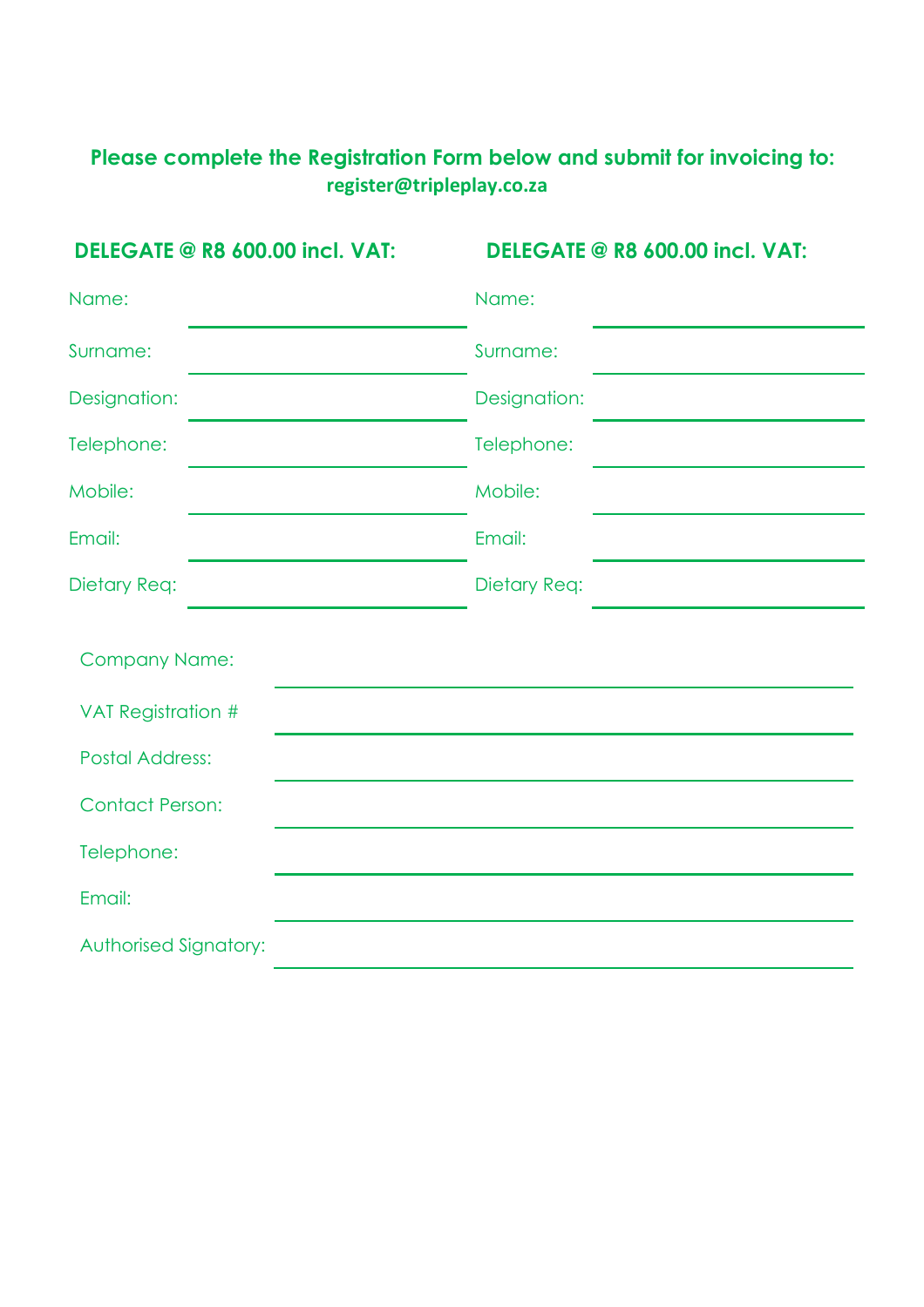**Please complete the Registration Form below and submit for invoicing to:**
**register@tripleplay.co.za**

| DELEGATE @ R8 600.00 incl. VAT: | | DELEGATE @ R8 600.00 incl. VAT: | |
|---|---|---|---|
| Name: | | Name: | |
| Surname: | | Surname: | |
| Designation: | | Designation: | |
| Telephone: | | Telephone: | |
| Mobile: | | Mobile: | |
| Email: | | Email: | |
| Dietary Req: | | Dietary Req: | |

Company Name: \_\_\_\_\_\_\_\_\_\_\_\_\_\_\_\_\_\_\_\_\_\_\_\_\_\_\_\_

VAT Registration # \_\_\_\_\_\_\_\_\_\_\_\_\_\_\_\_\_\_\_\_\_\_\_\_\_\_\_\_

Postal Address: \_\_\_\_\_\_\_\_\_\_\_\_\_\_\_\_\_\_\_\_\_\_\_\_\_\_\_\_

Contact Person: \_\_\_\_\_\_\_\_\_\_\_\_\_\_\_\_\_\_\_\_\_\_\_\_\_\_\_\_

Telephone: \_\_\_\_\_\_\_\_\_\_\_\_\_\_\_\_\_\_\_\_\_\_\_\_\_\_\_\_

Email: \_\_\_\_\_\_\_\_\_\_\_\_\_\_\_\_\_\_\_\_\_\_\_\_\_\_\_\_

Authorised Signatory: \_\_\_\_\_\_\_\_\_\_\_\_\_\_\_\_\_\_\_\_\_\_\_\_\_\_\_\_